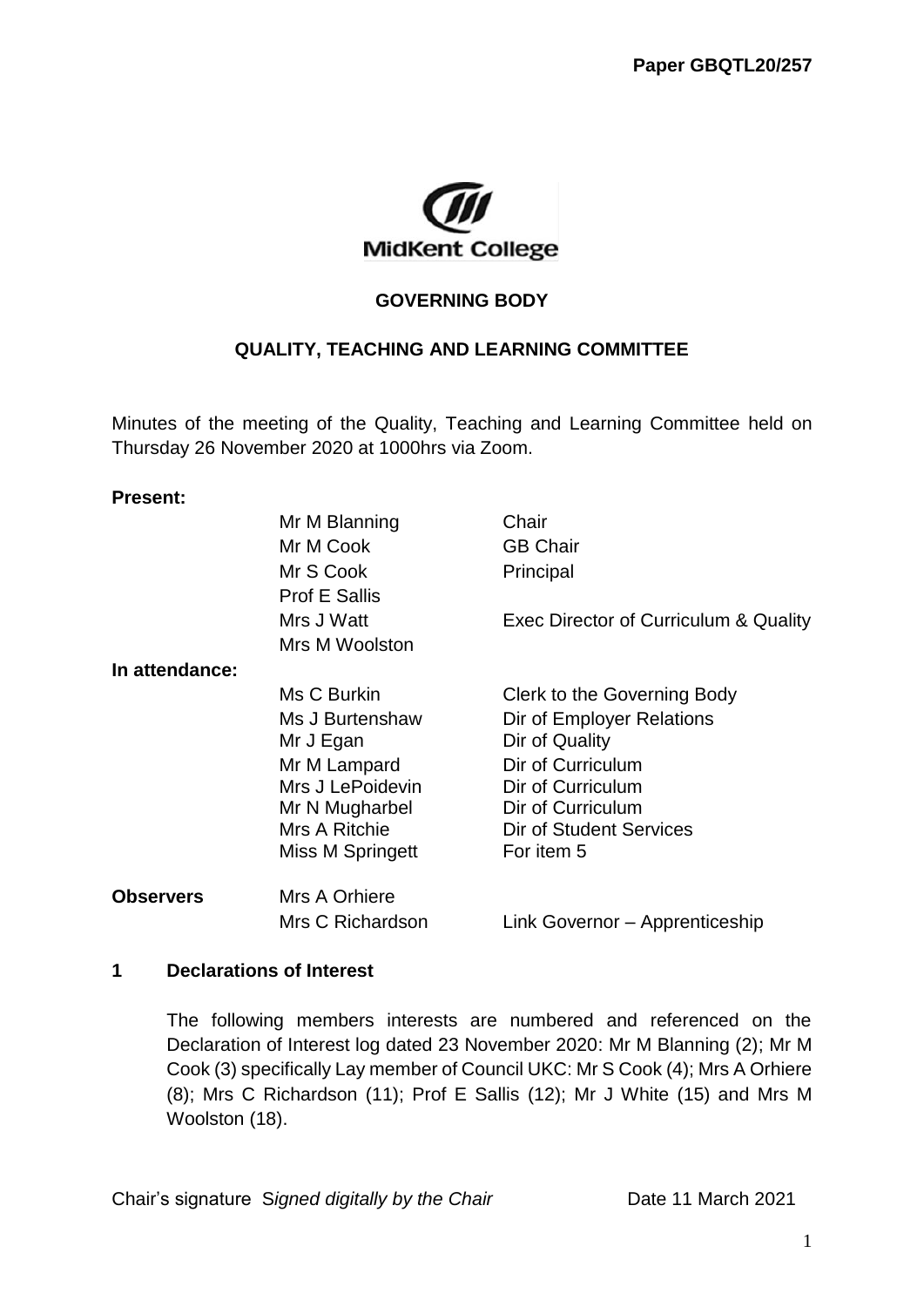**Paper GBQTL20/257**

**GOVERNING BODY**

**QUALITY, TEACHING AND LEARNING COMMITTEE**

Minutes of the meeting of the Quality, Teaching and Learning Committee held on Thursday 26 November 2020 at 1000hrs via Zoom.

**Present:**

| | | |
|---|---|---|
| | Mr M Blanning | Chair |
| | Mr M Cook | GB Chair |
| | Mr S Cook | Principal |
| | Prof E Sallis | |
| | Mrs J Watt | Exec Director of Curriculum & Quality |
| | Mrs M Woolston | |
| **In attendance:** | | |
| | Ms C Burkin | Clerk to the Governing Body |
| | Ms J Burtenshaw | Dir of Employer Relations |
| | Mr J Egan | Dir of Quality |
| | Mr M Lampard | Dir of Curriculum |
| | Mrs J LePoidevin | Dir of Curriculum |
| | Mr N Mugharbel | Dir of Curriculum |
| | Mrs A Ritchie | Dir of Student Services |
| | Miss M Springett | For item 5 |
| **Observers** | Mrs A Orhiere | |
| | Mrs C Richardson | Link Governor – Apprenticeship |

## 1 Declarations of Interest

The following members interests are numbered and referenced on the Declaration of Interest log dated 23 November 2020: Mr M Blanning (2); Mr M Cook (3) specifically Lay member of Council UKC: Mr S Cook (4); Mrs A Orhiere (8); Mrs C Richardson (11); Prof E Sallis (12); Mr J White (15) and Mrs M Woolston (18).

Chair's signature *Signed digitally by the Chair* Date 11 March 2021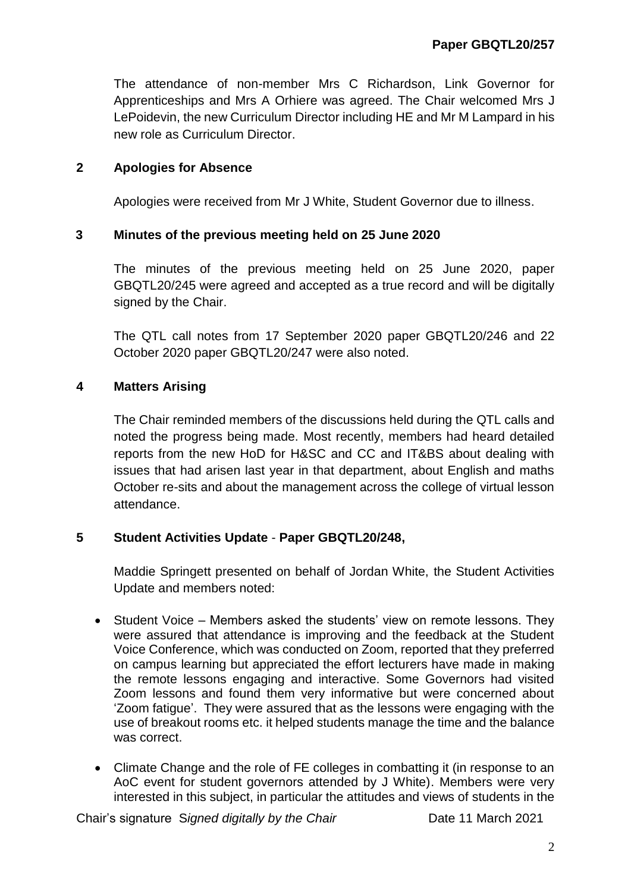The attendance of non-member Mrs C Richardson, Link Governor for Apprenticeships and Mrs A Orhiere was agreed. The Chair welcomed Mrs J LePoidevin, the new Curriculum Director including HE and Mr M Lampard in his new role as Curriculum Director.

## 2 Apologies for Absence

Apologies were received from Mr J White, Student Governor due to illness.

## 3 Minutes of the previous meeting held on 25 June 2020

The minutes of the previous meeting held on 25 June 2020, paper GBQTL20/245 were agreed and accepted as a true record and will be digitally signed by the Chair.

The QTL call notes from 17 September 2020 paper GBQTL20/246 and 22 October 2020 paper GBQTL20/247 were also noted.

## 4 Matters Arising

The Chair reminded members of the discussions held during the QTL calls and noted the progress being made. Most recently, members had heard detailed reports from the new HoD for H&SC and CC and IT&BS about dealing with issues that had arisen last year in that department, about English and maths October re-sits and about the management across the college of virtual lesson attendance.

## 5 Student Activities Update - Paper GBQTL20/248,

Maddie Springett presented on behalf of Jordan White, the Student Activities Update and members noted:

- Student Voice – Members asked the students' view on remote lessons. They were assured that attendance is improving and the feedback at the Student Voice Conference, which was conducted on Zoom, reported that they preferred on campus learning but appreciated the effort lecturers have made in making the remote lessons engaging and interactive. Some Governors had visited Zoom lessons and found them very informative but were concerned about 'Zoom fatigue'. They were assured that as the lessons were engaging with the use of breakout rooms etc. it helped students manage the time and the balance was correct.
- Climate Change and the role of FE colleges in combatting it (in response to an AoC event for student governors attended by J White). Members were very interested in this subject, in particular the attitudes and views of students in the

Chair's signature *Signed digitally by the Chair* Date 11 March 2021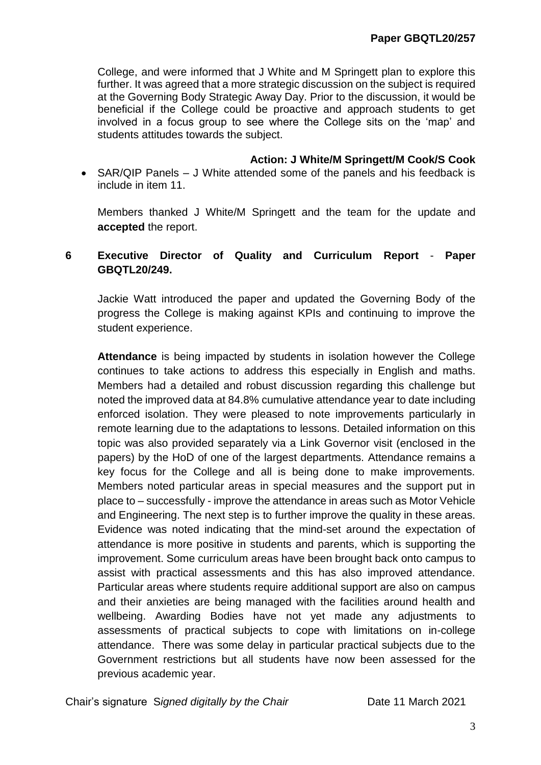College, and were informed that J White and M Springett plan to explore this further. It was agreed that a more strategic discussion on the subject is required at the Governing Body Strategic Away Day. Prior to the discussion, it would be beneficial if the College could be proactive and approach students to get involved in a focus group to see where the College sits on the 'map' and students attitudes towards the subject.

**Action: J White/M Springett/M Cook/S Cook**

- SAR/QIP Panels – J White attended some of the panels and his feedback is include in item 11.

Members thanked J White/M Springett and the team for the update and **accepted** the report.

## 6 Executive Director of Quality and Curriculum Report - Paper GBQTL20/249.

Jackie Watt introduced the paper and updated the Governing Body of the progress the College is making against KPIs and continuing to improve the student experience.

**Attendance** is being impacted by students in isolation however the College continues to take actions to address this especially in English and maths. Members had a detailed and robust discussion regarding this challenge but noted the improved data at 84.8% cumulative attendance year to date including enforced isolation. They were pleased to note improvements particularly in remote learning due to the adaptations to lessons. Detailed information on this topic was also provided separately via a Link Governor visit (enclosed in the papers) by the HoD of one of the largest departments. Attendance remains a key focus for the College and all is being done to make improvements. Members noted particular areas in special measures and the support put in place to – successfully - improve the attendance in areas such as Motor Vehicle and Engineering. The next step is to further improve the quality in these areas. Evidence was noted indicating that the mind-set around the expectation of attendance is more positive in students and parents, which is supporting the improvement. Some curriculum areas have been brought back onto campus to assist with practical assessments and this has also improved attendance. Particular areas where students require additional support are also on campus and their anxieties are being managed with the facilities around health and wellbeing. Awarding Bodies have not yet made any adjustments to assessments of practical subjects to cope with limitations on in-college attendance. There was some delay in particular practical subjects due to the Government restrictions but all students have now been assessed for the previous academic year.

Chair's signature *Signed digitally by the Chair* Date 11 March 2021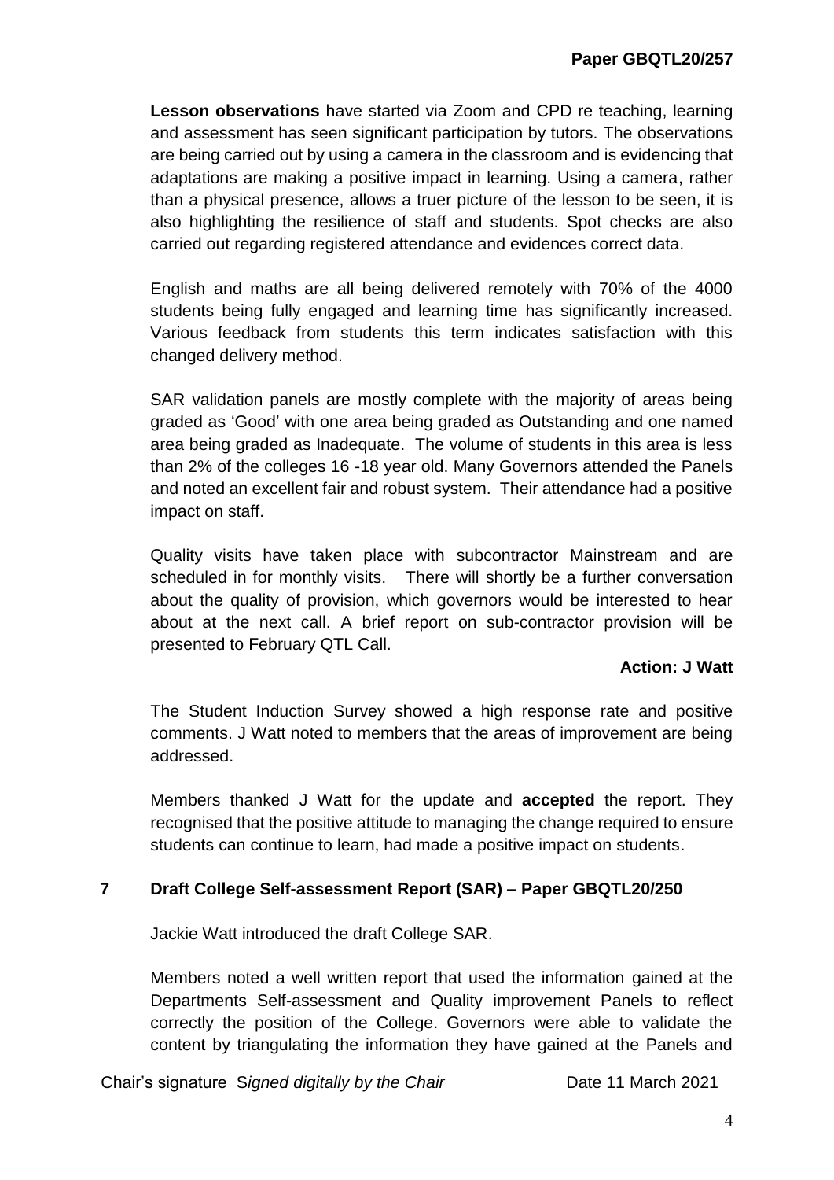**Lesson observations** have started via Zoom and CPD re teaching, learning and assessment has seen significant participation by tutors. The observations are being carried out by using a camera in the classroom and is evidencing that adaptations are making a positive impact in learning. Using a camera, rather than a physical presence, allows a truer picture of the lesson to be seen, it is also highlighting the resilience of staff and students. Spot checks are also carried out regarding registered attendance and evidences correct data.

English and maths are all being delivered remotely with 70% of the 4000 students being fully engaged and learning time has significantly increased. Various feedback from students this term indicates satisfaction with this changed delivery method.

SAR validation panels are mostly complete with the majority of areas being graded as 'Good' with one area being graded as Outstanding and one named area being graded as Inadequate. The volume of students in this area is less than 2% of the colleges 16 -18 year old. Many Governors attended the Panels and noted an excellent fair and robust system. Their attendance had a positive impact on staff.

Quality visits have taken place with subcontractor Mainstream and are scheduled in for monthly visits. There will shortly be a further conversation about the quality of provision, which governors would be interested to hear about at the next call. A brief report on sub-contractor provision will be presented to February QTL Call.

**Action: J Watt**

The Student Induction Survey showed a high response rate and positive comments. J Watt noted to members that the areas of improvement are being addressed.

Members thanked J Watt for the update and **accepted** the report. They recognised that the positive attitude to managing the change required to ensure students can continue to learn, had made a positive impact on students.

## 7 Draft College Self-assessment Report (SAR) – Paper GBQTL20/250

Jackie Watt introduced the draft College SAR.

Members noted a well written report that used the information gained at the Departments Self-assessment and Quality improvement Panels to reflect correctly the position of the College. Governors were able to validate the content by triangulating the information they have gained at the Panels and

Chair's signature *Signed digitally by the Chair* Date 11 March 2021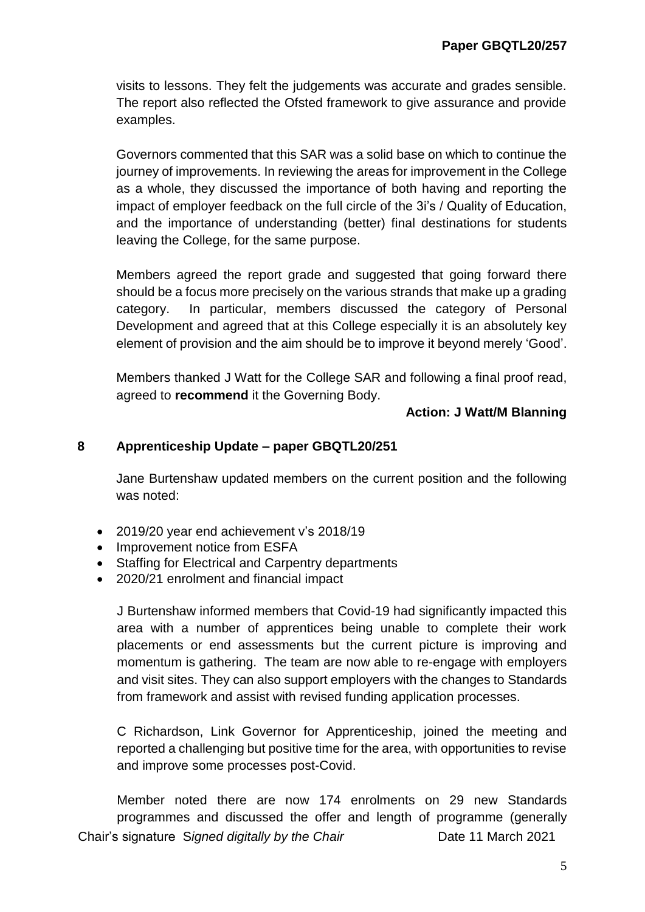visits to lessons. They felt the judgements was accurate and grades sensible. The report also reflected the Ofsted framework to give assurance and provide examples.

Governors commented that this SAR was a solid base on which to continue the journey of improvements. In reviewing the areas for improvement in the College as a whole, they discussed the importance of both having and reporting the impact of employer feedback on the full circle of the 3i's / Quality of Education, and the importance of understanding (better) final destinations for students leaving the College, for the same purpose.

Members agreed the report grade and suggested that going forward there should be a focus more precisely on the various strands that make up a grading category. In particular, members discussed the category of Personal Development and agreed that at this College especially it is an absolutely key element of provision and the aim should be to improve it beyond merely 'Good'.

Members thanked J Watt for the College SAR and following a final proof read, agreed to **recommend** it the Governing Body.

**Action: J Watt/M Blanning**

## 8 Apprenticeship Update – paper GBQTL20/251

Jane Burtenshaw updated members on the current position and the following was noted:

- 2019/20 year end achievement v's 2018/19
- Improvement notice from ESFA
- Staffing for Electrical and Carpentry departments
- 2020/21 enrolment and financial impact

J Burtenshaw informed members that Covid-19 had significantly impacted this area with a number of apprentices being unable to complete their work placements or end assessments but the current picture is improving and momentum is gathering. The team are now able to re-engage with employers and visit sites. They can also support employers with the changes to Standards from framework and assist with revised funding application processes.

C Richardson, Link Governor for Apprenticeship, joined the meeting and reported a challenging but positive time for the area, with opportunities to revise and improve some processes post-Covid.

Member noted there are now 174 enrolments on 29 new Standards programmes and discussed the offer and length of programme (generally

Chair's signature *Signed digitally by the Chair* Date 11 March 2021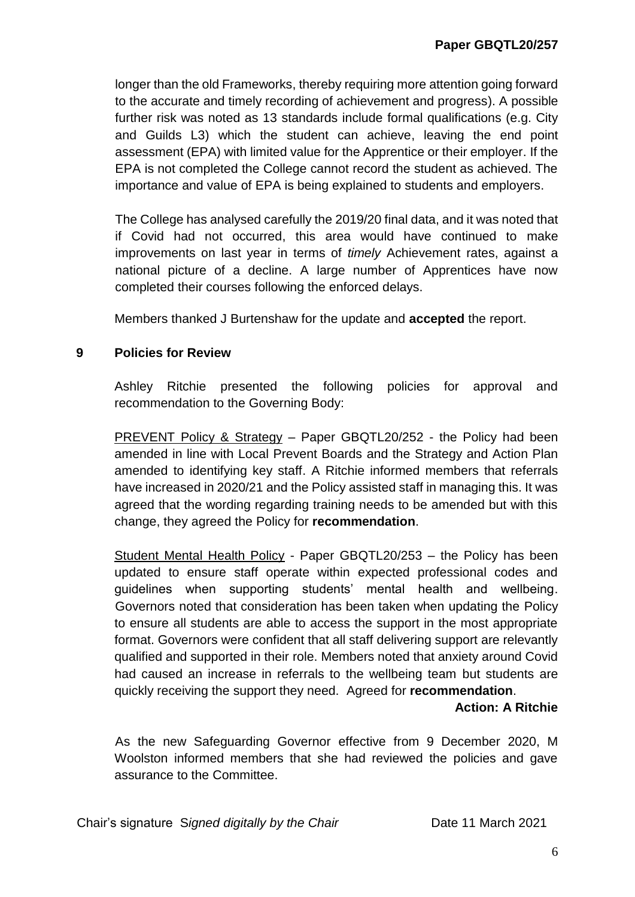longer than the old Frameworks, thereby requiring more attention going forward to the accurate and timely recording of achievement and progress). A possible further risk was noted as 13 standards include formal qualifications (e.g. City and Guilds L3) which the student can achieve, leaving the end point assessment (EPA) with limited value for the Apprentice or their employer. If the EPA is not completed the College cannot record the student as achieved. The importance and value of EPA is being explained to students and employers.

The College has analysed carefully the 2019/20 final data, and it was noted that if Covid had not occurred, this area would have continued to make improvements on last year in terms of *timely* Achievement rates, against a national picture of a decline. A large number of Apprentices have now completed their courses following the enforced delays.

Members thanked J Burtenshaw for the update and **accepted** the report.

## 9 Policies for Review

Ashley Ritchie presented the following policies for approval and recommendation to the Governing Body:

<u>PREVENT Policy & Strategy</u> – Paper GBQTL20/252 - the Policy had been amended in line with Local Prevent Boards and the Strategy and Action Plan amended to identifying key staff. A Ritchie informed members that referrals have increased in 2020/21 and the Policy assisted staff in managing this. It was agreed that the wording regarding training needs to be amended but with this change, they agreed the Policy for **recommendation**.

<u>Student Mental Health Policy</u> - Paper GBQTL20/253 – the Policy has been updated to ensure staff operate within expected professional codes and guidelines when supporting students' mental health and wellbeing. Governors noted that consideration has been taken when updating the Policy to ensure all students are able to access the support in the most appropriate format. Governors were confident that all staff delivering support are relevantly qualified and supported in their role. Members noted that anxiety around Covid had caused an increase in referrals to the wellbeing team but students are quickly receiving the support they need. Agreed for **recommendation**.

**Action: A Ritchie**

As the new Safeguarding Governor effective from 9 December 2020, M Woolston informed members that she had reviewed the policies and gave assurance to the Committee.

Chair's signature *Signed digitally by the Chair* Date 11 March 2021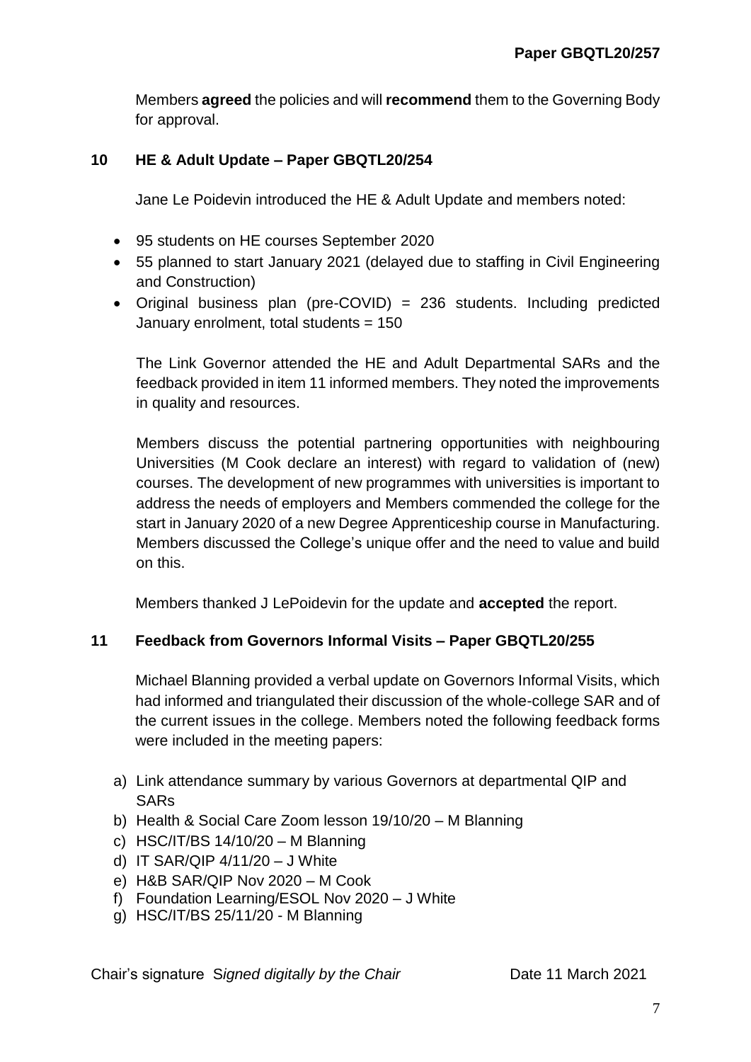Members **agreed** the policies and will **recommend** them to the Governing Body for approval.

## 10 HE & Adult Update – Paper GBQTL20/254

Jane Le Poidevin introduced the HE & Adult Update and members noted:

- 95 students on HE courses September 2020
- 55 planned to start January 2021 (delayed due to staffing in Civil Engineering and Construction)
- Original business plan (pre-COVID) = 236 students. Including predicted January enrolment, total students = 150

The Link Governor attended the HE and Adult Departmental SARs and the feedback provided in item 11 informed members. They noted the improvements in quality and resources.

Members discuss the potential partnering opportunities with neighbouring Universities (M Cook declare an interest) with regard to validation of (new) courses. The development of new programmes with universities is important to address the needs of employers and Members commended the college for the start in January 2020 of a new Degree Apprenticeship course in Manufacturing. Members discussed the College's unique offer and the need to value and build on this.

Members thanked J LePoidevin for the update and **accepted** the report.

## 11 Feedback from Governors Informal Visits – Paper GBQTL20/255

Michael Blanning provided a verbal update on Governors Informal Visits, which had informed and triangulated their discussion of the whole-college SAR and of the current issues in the college. Members noted the following feedback forms were included in the meeting papers:

a) Link attendance summary by various Governors at departmental QIP and SARs
b) Health & Social Care Zoom lesson 19/10/20 – M Blanning
c) HSC/IT/BS 14/10/20 – M Blanning
d) IT SAR/QIP 4/11/20 – J White
e) H&B SAR/QIP Nov 2020 – M Cook
f) Foundation Learning/ESOL Nov 2020 – J White
g) HSC/IT/BS 25/11/20 - M Blanning

Chair's signature *Signed digitally by the Chair* Date 11 March 2021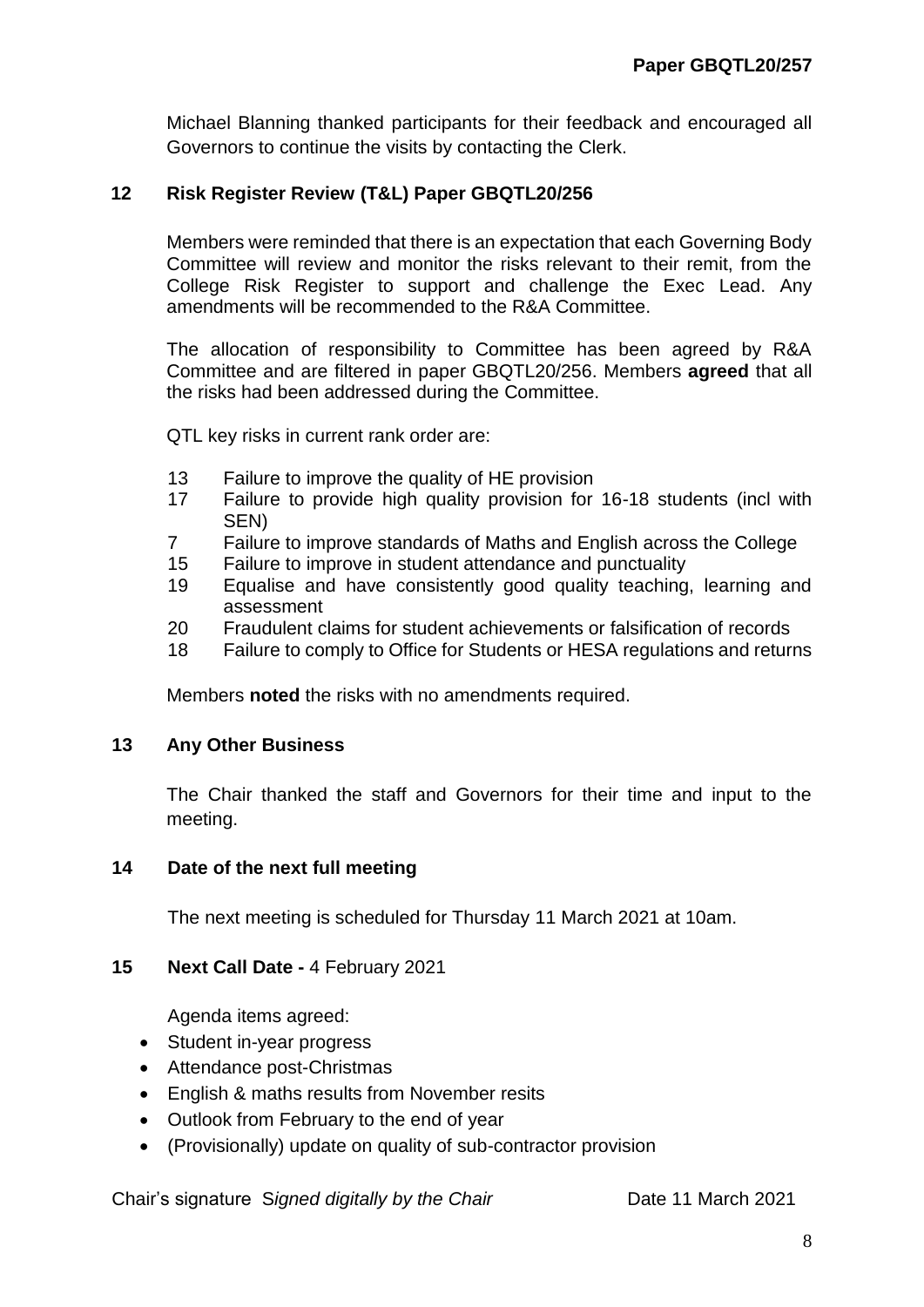Michael Blanning thanked participants for their feedback and encouraged all Governors to continue the visits by contacting the Clerk.

## 12 Risk Register Review (T&L) Paper GBQTL20/256

Members were reminded that there is an expectation that each Governing Body Committee will review and monitor the risks relevant to their remit, from the College Risk Register to support and challenge the Exec Lead. Any amendments will be recommended to the R&A Committee.

The allocation of responsibility to Committee has been agreed by R&A Committee and are filtered in paper GBQTL20/256. Members **agreed** that all the risks had been addressed during the Committee.

QTL key risks in current rank order are:

- 13 Failure to improve the quality of HE provision
- 17 Failure to provide high quality provision for 16-18 students (incl with SEN)
- 7 Failure to improve standards of Maths and English across the College
- 15 Failure to improve in student attendance and punctuality
- 19 Equalise and have consistently good quality teaching, learning and assessment
- 20 Fraudulent claims for student achievements or falsification of records
- 18 Failure to comply to Office for Students or HESA regulations and returns

Members **noted** the risks with no amendments required.

## 13 Any Other Business

The Chair thanked the staff and Governors for their time and input to the meeting.

## 14 Date of the next full meeting

The next meeting is scheduled for Thursday 11 March 2021 at 10am.

## 15 Next Call Date - 4 February 2021

Agenda items agreed:

- Student in-year progress
- Attendance post-Christmas
- English & maths results from November resits
- Outlook from February to the end of year
- (Provisionally) update on quality of sub-contractor provision

Chair's signature *Signed digitally by the Chair* Date 11 March 2021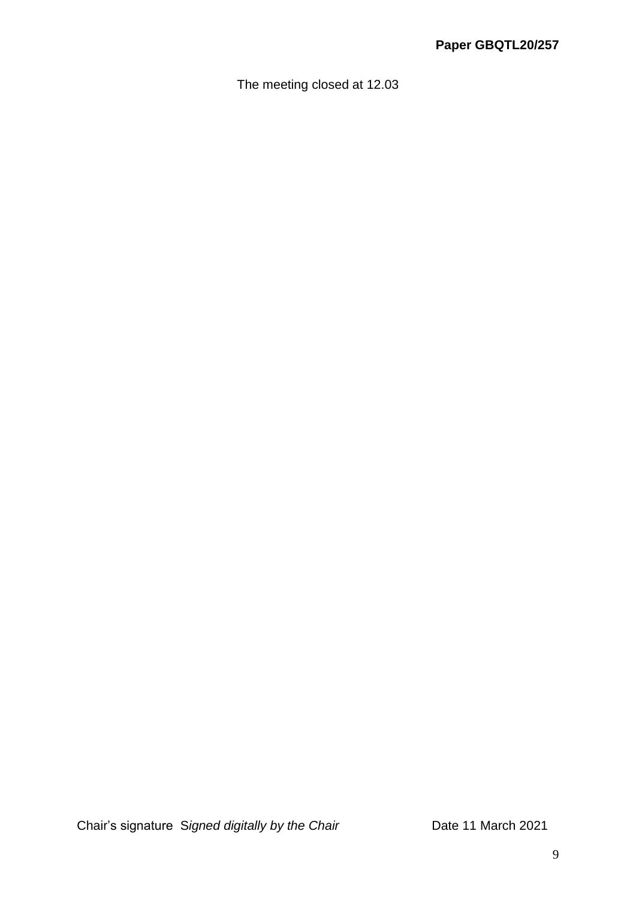The meeting closed at 12.03

Chair's signature *Signed digitally by the Chair* Date 11 March 2021